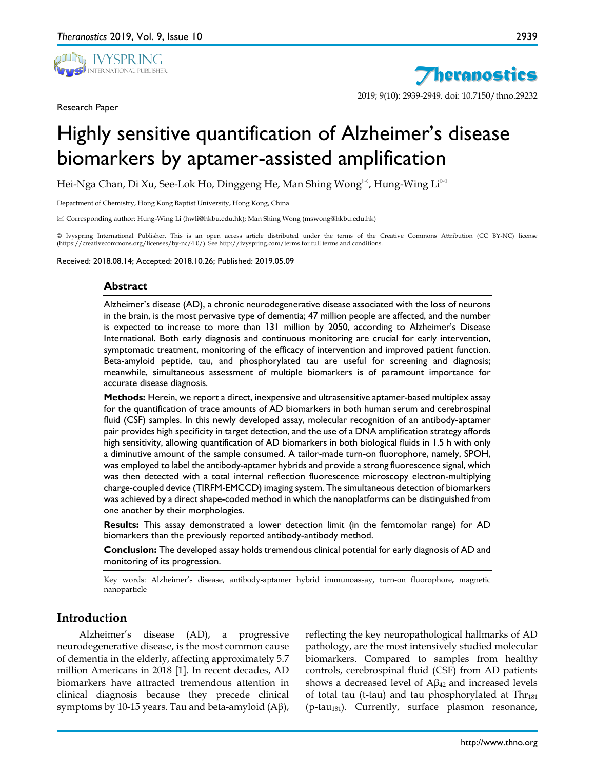Research Paper

# Highly sensitive quantification of Alzheimer's disease biomarkers by aptamer-assisted amplification

Hei-Nga Chan, Di Xu, See-Lok Ho, Dinggeng He, Man Shing Wong✉, Hung-Wing Li✉

Department of Chemistry, Hong Kong Baptist University, Hong Kong, China

✉ Corresponding author: Hung-Wing Li (hwli@hkbu.edu.hk); Man Shing Wong (mswong@hkbu.edu.hk)

© Ivyspring International Publisher. This is an open access article distributed under the terms of the Creative Commons Attribution (CC BY-NC) license (https://creativecommons.org/licenses/by-nc/4.0/). See http://ivyspring.com/terms for full terms and conditions.

Received: 2018.08.14; Accepted: 2018.10.26; Published: 2019.05.09

## Abstract

Alzheimer's disease (AD), a chronic neurodegenerative disease associated with the loss of neurons in the brain, is the most pervasive type of dementia; 47 million people are affected, and the number is expected to increase to more than 131 million by 2050, according to Alzheimer's Disease International. Both early diagnosis and continuous monitoring are crucial for early intervention, symptomatic treatment, monitoring of the efficacy of intervention and improved patient function. Beta-amyloid peptide, tau, and phosphorylated tau are useful for screening and diagnosis; meanwhile, simultaneous assessment of multiple biomarkers is of paramount importance for accurate disease diagnosis.

**Methods:** Herein, we report a direct, inexpensive and ultrasensitive aptamer-based multiplex assay for the quantification of trace amounts of AD biomarkers in both human serum and cerebrospinal fluid (CSF) samples. In this newly developed assay, molecular recognition of an antibody-aptamer pair provides high specificity in target detection, and the use of a DNA amplification strategy affords high sensitivity, allowing quantification of AD biomarkers in both biological fluids in 1.5 h with only a diminutive amount of the sample consumed. A tailor-made turn-on fluorophore, namely, SPOH, was employed to label the antibody-aptamer hybrids and provide a strong fluorescence signal, which was then detected with a total internal reflection fluorescence microscopy electron-multiplying charge-coupled device (TIRFM-EMCCD) imaging system. The simultaneous detection of biomarkers was achieved by a direct shape-coded method in which the nanoplatforms can be distinguished from one another by their morphologies.

**Results:** This assay demonstrated a lower detection limit (in the femtomolar range) for AD biomarkers than the previously reported antibody-antibody method.

**Conclusion:** The developed assay holds tremendous clinical potential for early diagnosis of AD and monitoring of its progression.

Key words: Alzheimer's disease, antibody-aptamer hybrid immunoassay, turn-on fluorophore, magnetic nanoparticle

## Introduction

Alzheimer's disease (AD), a progressive neurodegenerative disease, is the most common cause of dementia in the elderly, affecting approximately 5.7 million Americans in 2018 [1]. In recent decades, AD biomarkers have attracted tremendous attention in clinical diagnosis because they precede clinical symptoms by 10-15 years. Tau and beta-amyloid (Aβ), reflecting the key neuropathological hallmarks of AD pathology, are the most intensively studied molecular biomarkers. Compared to samples from healthy controls, cerebrospinal fluid (CSF) from AD patients shows a decreased level of $A\beta_{42}$ and increased levels of total tau (t-tau) and tau phosphorylated at $Thr_{181}$ ($p\text{-}tau_{181}$). Currently, surface plasmon resonance,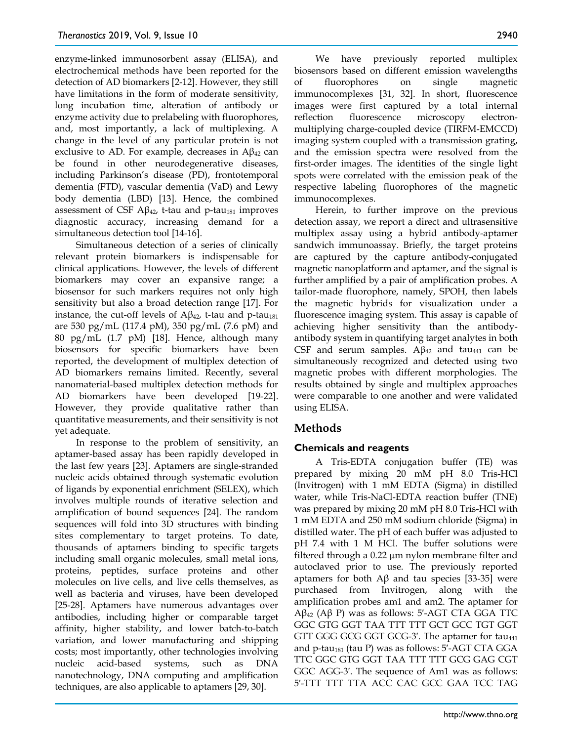enzyme-linked immunosorbent assay (ELISA), and electrochemical methods have been reported for the detection of AD biomarkers [2-12]. However, they still have limitations in the form of moderate sensitivity, long incubation time, alteration of antibody or enzyme activity due to prelabeling with fluorophores, and, most importantly, a lack of multiplexing. A change in the level of any particular protein is not exclusive to AD. For example, decreases in $A\beta_{42}$ can be found in other neurodegenerative diseases, including Parkinson's disease (PD), frontotemporal dementia (FTD), vascular dementia (VaD) and Lewy body dementia (LBD) [13]. Hence, the combined assessment of CSF $A\beta_{42}$, t-tau and p-$tau_{181}$ improves diagnostic accuracy, increasing demand for a simultaneous detection tool [14-16].

Simultaneous detection of a series of clinically relevant protein biomarkers is indispensable for clinical applications. However, the levels of different biomarkers may cover an expansive range; a biosensor for such markers requires not only high sensitivity but also a broad detection range [17]. For instance, the cut-off levels of $A\beta_{42}$, t-tau and p-$tau_{181}$ are 530 pg/mL (117.4 pM), 350 pg/mL (7.6 pM) and 80 pg/mL (1.7 pM) [18]. Hence, although many biosensors for specific biomarkers have been reported, the development of multiplex detection of AD biomarkers remains limited. Recently, several nanomaterial-based multiplex detection methods for AD biomarkers have been developed [19-22]. However, they provide qualitative rather than quantitative measurements, and their sensitivity is not yet adequate.

In response to the problem of sensitivity, an aptamer-based assay has been rapidly developed in the last few years [23]. Aptamers are single-stranded nucleic acids obtained through systematic evolution of ligands by exponential enrichment (SELEX), which involves multiple rounds of iterative selection and amplification of bound sequences [24]. The random sequences will fold into 3D structures with binding sites complementary to target proteins. To date, thousands of aptamers binding to specific targets including small organic molecules, small metal ions, proteins, peptides, surface proteins and other molecules on live cells, and live cells themselves, as well as bacteria and viruses, have been developed [25-28]. Aptamers have numerous advantages over antibodies, including higher or comparable target affinity, higher stability, and lower batch-to-batch variation, and lower manufacturing and shipping costs; most importantly, other technologies involving nucleic acid-based systems, such as DNA nanotechnology, DNA computing and amplification techniques, are also applicable to aptamers [29, 30].

We have previously reported multiplex biosensors based on different emission wavelengths of fluorophores on single magnetic immunocomplexes [31, 32]. In short, fluorescence images were first captured by a total internal reflection fluorescence microscopy electron-multiplying charge-coupled device (TIRFM-EMCCD) imaging system coupled with a transmission grating, and the emission spectra were resolved from the first-order images. The identities of the single light spots were correlated with the emission peak of the respective labeling fluorophores of the magnetic immunocomplexes.

Herein, to further improve on the previous detection assay, we report a direct and ultrasensitive multiplex assay using a hybrid antibody-aptamer sandwich immunoassay. Briefly, the target proteins are captured by the capture antibody-conjugated magnetic nanoplatform and aptamer, and the signal is further amplified by a pair of amplification probes. A tailor-made fluorophore, namely, SPOH, then labels the magnetic hybrids for visualization under a fluorescence imaging system. This assay is capable of achieving higher sensitivity than the antibody-antibody system in quantifying target analytes in both CSF and serum samples. $A\beta_{42}$ and $tau_{441}$ can be simultaneously recognized and detected using two magnetic probes with different morphologies. The results obtained by single and multiplex approaches were comparable to one another and were validated using ELISA.

## Methods

### Chemicals and reagents

A Tris-EDTA conjugation buffer (TE) was prepared by mixing 20 mM pH 8.0 Tris-HCl (Invitrogen) with 1 mM EDTA (Sigma) in distilled water, while Tris-NaCl-EDTA reaction buffer (TNE) was prepared by mixing 20 mM pH 8.0 Tris-HCl with 1 mM EDTA and 250 mM sodium chloride (Sigma) in distilled water. The pH of each buffer was adjusted to pH 7.4 with 1 M HCl. The buffer solutions were filtered through a 0.22 µm nylon membrane filter and autoclaved prior to use. The previously reported aptamers for both Aβ and tau species [33-35] were purchased from Invitrogen, along with the amplification probes am1 and am2. The aptamer for $A\beta_{42}$ (Aβ P) was as follows: 5′-AGT CTA GGA TTC GGC GTG GGT TAA TTT TTT GCT GCC TGT GGT GTT GGG GCG GGT GCG-3′. The aptamer for $tau_{441}$ and p-$tau_{181}$ (tau P) was as follows: 5′-AGT CTA GGA TTC GGC GTG GGT TAA TTT TTT GCG GAG CGT GGC AGG-3′. The sequence of Am1 was as follows: 5′-TTT TTT TTA ACC CAC GCC GAA TCC TAG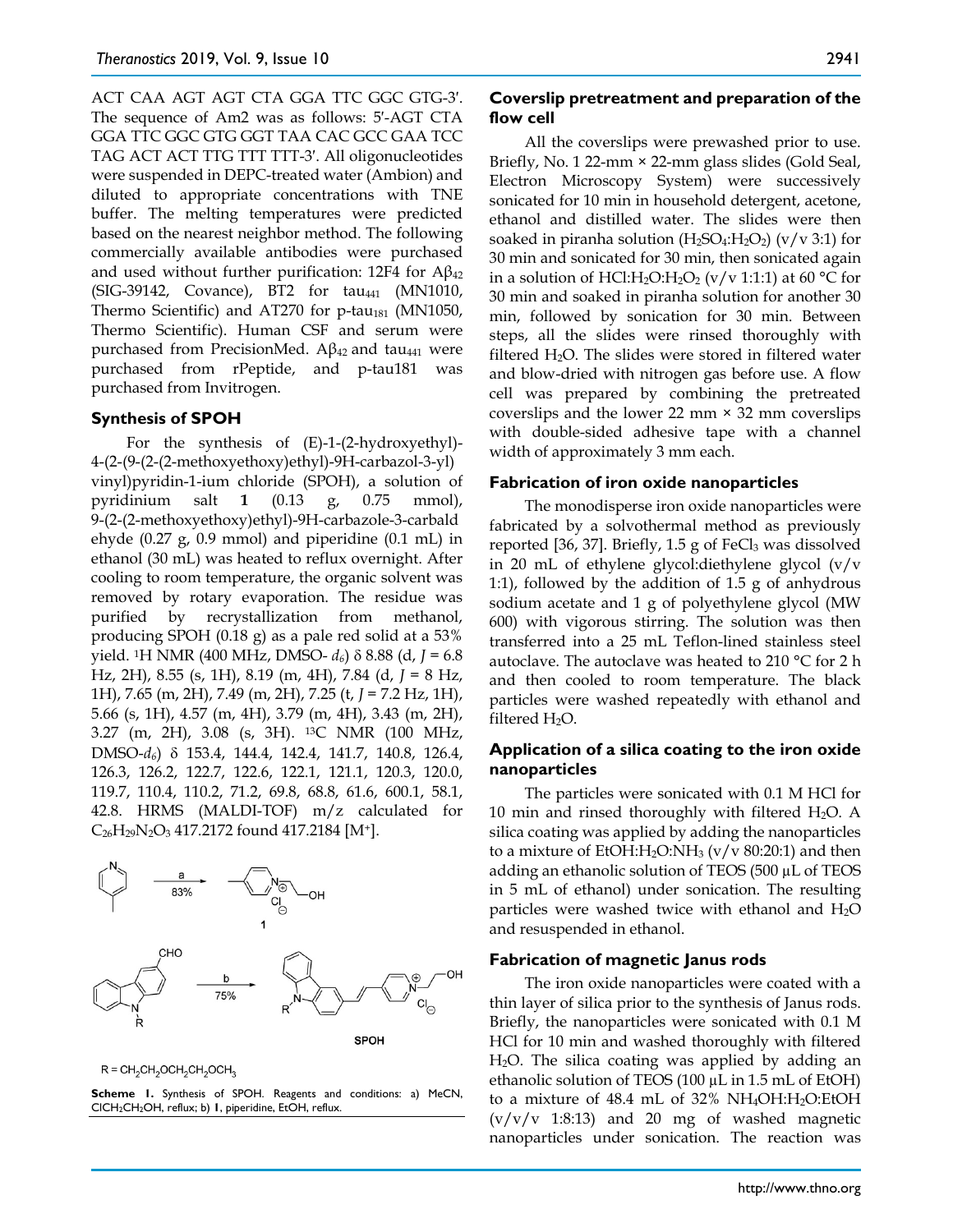ACT CAA AGT AGT CTA GGA TTC GGC GTG-3′. The sequence of Am2 was as follows: 5′-AGT CTA GGA TTC GGC GTG GGT TAA CAC GCC GAA TCC TAG ACT ACT TTG TTT TTT-3′. All oligonucleotides were suspended in DEPC-treated water (Ambion) and diluted to appropriate concentrations with TNE buffer. The melting temperatures were predicted based on the nearest neighbor method. The following commercially available antibodies were purchased and used without further purification: 12F4 for $A\beta_{42}$ (SIG-39142, Covance), BT2 for $tau_{441}$ (MN1010, Thermo Scientific) and AT270 for $p\text{-}tau_{181}$ (MN1050, Thermo Scientific). Human CSF and serum were purchased from PrecisionMed. $A\beta_{42}$ and $tau_{441}$ were purchased from rPeptide, and p-tau181 was purchased from Invitrogen.

## Synthesis of SPOH

For the synthesis of (E)-1-(2-hydroxyethyl)-4-(2-(9-(2-(2-methoxyethoxy)ethyl)-9H-carbazol-3-yl)vinyl)pyridin-1-ium chloride (SPOH), a solution of pyridinium salt **1** (0.13 g, 0.75 mmol), 9-(2-(2-methoxyethoxy)ethyl)-9H-carbazole-3-carbaldehyde (0.27 g, 0.9 mmol) and piperidine (0.1 mL) in ethanol (30 mL) was heated to reflux overnight. After cooling to room temperature, the organic solvent was removed by rotary evaporation. The residue was purified by recrystallization from methanol, producing SPOH (0.18 g) as a pale red solid at a 53% yield. $^1$H NMR (400 MHz, DMSO- $d_6$) δ 8.88 (d, $J$ = 6.8 Hz, 2H), 8.55 (s, 1H), 8.19 (m, 4H), 7.84 (d, $J$ = 8 Hz, 1H), 7.65 (m, 2H), 7.49 (m, 2H), 7.25 (t, $J$ = 7.2 Hz, 1H), 5.66 (s, 1H), 4.57 (m, 4H), 3.79 (m, 4H), 3.43 (m, 2H), 3.27 (m, 2H), 3.08 (s, 3H). $^{13}$C NMR (100 MHz, DMSO-$d_6$) δ 153.4, 144.4, 142.4, 141.7, 140.8, 126.4, 126.3, 126.2, 122.7, 122.6, 122.1, 121.1, 120.3, 120.0, 119.7, 110.4, 110.2, 71.2, 69.8, 68.8, 61.6, 600.1, 58.1, 42.8. HRMS (MALDI-TOF) m/z calculated for $C_{26}H_{29}N_2O_3$ 417.2172 found 417.2184 [M$^+$].

**Scheme 1.** Synthesis of SPOH. Reagents and conditions: a) MeCN, $ClCH_2CH_2OH$, reflux; b) **1**, piperidine, EtOH, reflux.

## Coverslip pretreatment and preparation of the flow cell

All the coverslips were prewashed prior to use. Briefly, No. 1 22-mm × 22-mm glass slides (Gold Seal, Electron Microscopy System) were successively sonicated for 10 min in household detergent, acetone, ethanol and distilled water. The slides were then soaked in piranha solution ($H_2SO_4$:$H_2O_2$) (v/v 3:1) for 30 min and sonicated for 30 min, then sonicated again in a solution of HCl:$H_2O$:$H_2O_2$ (v/v 1:1:1) at 60 °C for 30 min and soaked in piranha solution for another 30 min, followed by sonication for 30 min. Between steps, all the slides were rinsed thoroughly with filtered $H_2O$. The slides were stored in filtered water and blow-dried with nitrogen gas before use. A flow cell was prepared by combining the pretreated coverslips and the lower 22 mm × 32 mm coverslips with double-sided adhesive tape with a channel width of approximately 3 mm each.

## Fabrication of iron oxide nanoparticles

The monodisperse iron oxide nanoparticles were fabricated by a solvothermal method as previously reported [36, 37]. Briefly, 1.5 g of $FeCl_3$ was dissolved in 20 mL of ethylene glycol:diethylene glycol (v/v 1:1), followed by the addition of 1.5 g of anhydrous sodium acetate and 1 g of polyethylene glycol (MW 600) with vigorous stirring. The solution was then transferred into a 25 mL Teflon-lined stainless steel autoclave. The autoclave was heated to 210 °C for 2 h and then cooled to room temperature. The black particles were washed repeatedly with ethanol and filtered $H_2O$.

## Application of a silica coating to the iron oxide nanoparticles

The particles were sonicated with 0.1 M HCl for 10 min and rinsed thoroughly with filtered $H_2O$. A silica coating was applied by adding the nanoparticles to a mixture of EtOH:$H_2O$:$NH_3$ (v/v 80:20:1) and then adding an ethanolic solution of TEOS (500 µL of TEOS in 5 mL of ethanol) under sonication. The resulting particles were washed twice with ethanol and $H_2O$ and resuspended in ethanol.

## Fabrication of magnetic Janus rods

The iron oxide nanoparticles were coated with a thin layer of silica prior to the synthesis of Janus rods. Briefly, the nanoparticles were sonicated with 0.1 M HCl for 10 min and washed thoroughly with filtered $H_2O$. The silica coating was applied by adding an ethanolic solution of TEOS (100 µL in 1.5 mL of EtOH) to a mixture of 48.4 mL of 32% $NH_4OH$:$H_2O$:EtOH (v/v/v 1:8:13) and 20 mg of washed magnetic nanoparticles under sonication. The reaction was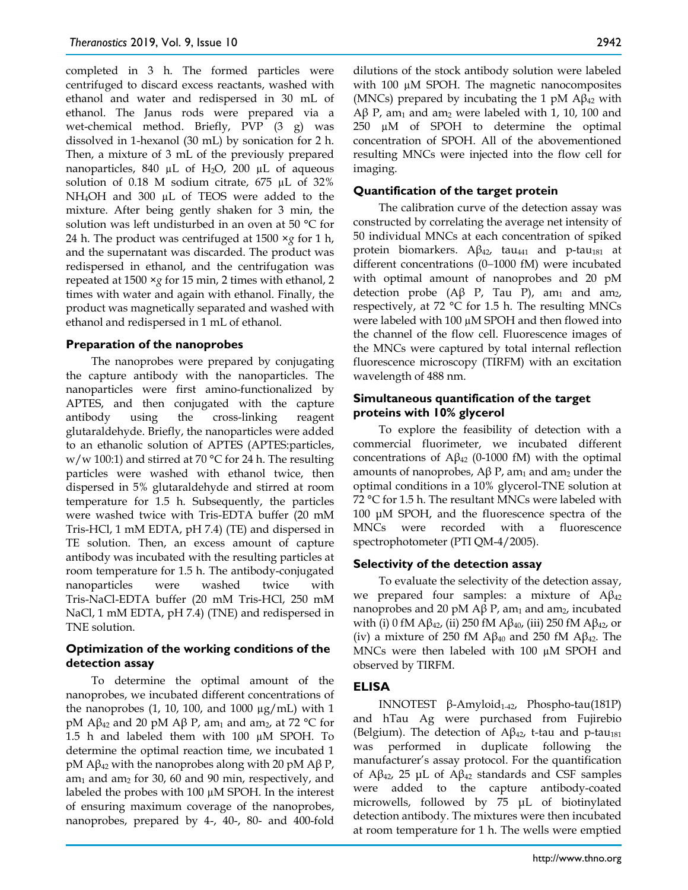completed in 3 h. The formed particles were centrifuged to discard excess reactants, washed with ethanol and water and redispersed in 30 mL of ethanol. The Janus rods were prepared via a wet-chemical method. Briefly, PVP (3 g) was dissolved in 1-hexanol (30 mL) by sonication for 2 h. Then, a mixture of 3 mL of the previously prepared nanoparticles, 840 μL of $H_2O$, 200 μL of aqueous solution of 0.18 M sodium citrate, 675 μL of 32% $NH_4OH$ and 300 μL of TEOS were added to the mixture. After being gently shaken for 3 min, the solution was left undisturbed in an oven at 50 °C for 24 h. The product was centrifuged at 1500 ×*g* for 1 h, and the supernatant was discarded. The product was redispersed in ethanol, and the centrifugation was repeated at 1500 ×*g* for 15 min, 2 times with ethanol, 2 times with water and again with ethanol. Finally, the product was magnetically separated and washed with ethanol and redispersed in 1 mL of ethanol.

### Preparation of the nanoprobes

The nanoprobes were prepared by conjugating the capture antibody with the nanoparticles. The nanoparticles were first amino-functionalized by APTES, and then conjugated with the capture antibody using the cross-linking reagent glutaraldehyde. Briefly, the nanoparticles were added to an ethanolic solution of APTES (APTES:particles, w/w 100:1) and stirred at 70 °C for 24 h. The resulting particles were washed with ethanol twice, then dispersed in 5% glutaraldehyde and stirred at room temperature for 1.5 h. Subsequently, the particles were washed twice with Tris-EDTA buffer (20 mM Tris-HCl, 1 mM EDTA, pH 7.4) (TE) and dispersed in TE solution. Then, an excess amount of capture antibody was incubated with the resulting particles at room temperature for 1.5 h. The antibody-conjugated nanoparticles were washed twice with Tris-NaCl-EDTA buffer (20 mM Tris-HCl, 250 mM NaCl, 1 mM EDTA, pH 7.4) (TNE) and redispersed in TNE solution.

### Optimization of the working conditions of the detection assay

To determine the optimal amount of the nanoprobes, we incubated different concentrations of the nanoprobes (1, 10, 100, and 1000 μg/mL) with 1 pM $A\beta_{42}$ and 20 pM Aβ P, $am_1$ and $am_2$, at 72 °C for 1.5 h and labeled them with 100 μM SPOH. To determine the optimal reaction time, we incubated 1 pM $A\beta_{42}$ with the nanoprobes along with 20 pM Aβ P, $am_1$ and $am_2$ for 30, 60 and 90 min, respectively, and labeled the probes with 100 μM SPOH. In the interest of ensuring maximum coverage of the nanoprobes, nanoprobes, prepared by 4-, 40-, 80- and 400-fold dilutions of the stock antibody solution were labeled with 100 μM SPOH. The magnetic nanocomposites (MNCs) prepared by incubating the 1 pM $A\beta_{42}$ with Aβ P, $am_1$ and $am_2$ were labeled with 1, 10, 100 and 250 μM of SPOH to determine the optimal concentration of SPOH. All of the abovementioned resulting MNCs were injected into the flow cell for imaging.

### Quantification of the target protein

The calibration curve of the detection assay was constructed by correlating the average net intensity of 50 individual MNCs at each concentration of spiked protein biomarkers. $A\beta_{42}$, $tau_{441}$ and p-$tau_{181}$ at different concentrations (0–1000 fM) were incubated with optimal amount of nanoprobes and 20 pM detection probe (Aβ P, Tau P), $am_1$ and $am_2$, respectively, at 72 °C for 1.5 h. The resulting MNCs were labeled with 100 μM SPOH and then flowed into the channel of the flow cell. Fluorescence images of the MNCs were captured by total internal reflection fluorescence microscopy (TIRFM) with an excitation wavelength of 488 nm.

### Simultaneous quantification of the target proteins with 10% glycerol

To explore the feasibility of detection with a commercial fluorimeter, we incubated different concentrations of $A\beta_{42}$ (0-1000 fM) with the optimal amounts of nanoprobes, Aβ P, $am_1$ and $am_2$ under the optimal conditions in a 10% glycerol-TNE solution at 72 °C for 1.5 h. The resultant MNCs were labeled with 100 μM SPOH, and the fluorescence spectra of the MNCs were recorded with a fluorescence spectrophotometer (PTI QM-4/2005).

### Selectivity of the detection assay

To evaluate the selectivity of the detection assay, we prepared four samples: a mixture of $A\beta_{42}$ nanoprobes and 20 pM Aβ P, $am_1$ and $am_2$, incubated with (i) 0 fM $A\beta_{42}$, (ii) 250 fM $A\beta_{40}$, (iii) 250 fM $A\beta_{42}$, or (iv) a mixture of 250 fM $A\beta_{40}$ and 250 fM $A\beta_{42}$. The MNCs were then labeled with 100 μM SPOH and observed by TIRFM.

### ELISA

INNOTEST β-Amyloid$_{1\text{-}42}$, Phospho-tau(181P) and hTau Ag were purchased from Fujirebio (Belgium). The detection of $A\beta_{42}$, t-tau and p-$tau_{181}$ was performed in duplicate following the manufacturer's assay protocol. For the quantification of $A\beta_{42}$, 25 μL of $A\beta_{42}$ standards and CSF samples were added to the capture antibody-coated microwells, followed by 75 μL of biotinylated detection antibody. The mixtures were then incubated at room temperature for 1 h. The wells were emptied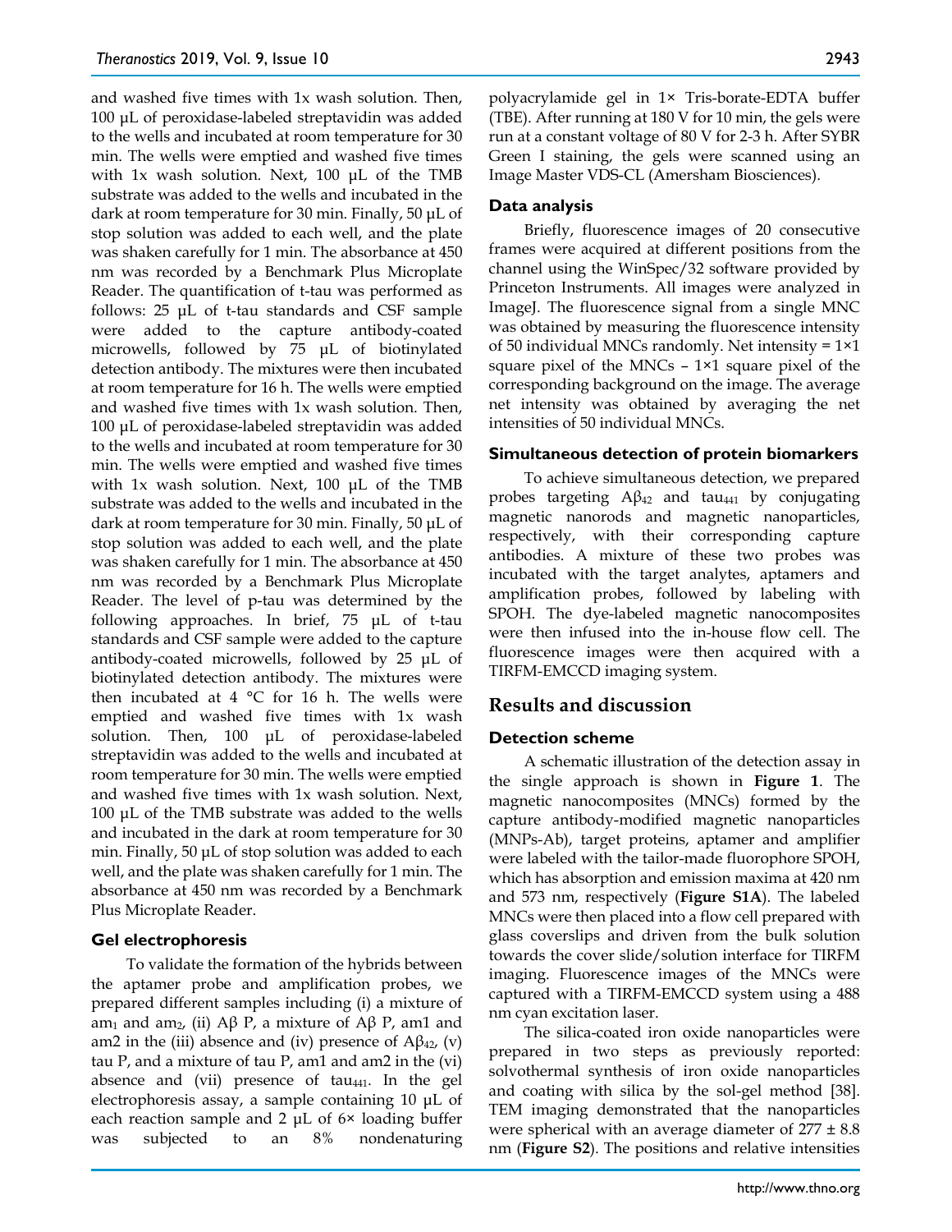and washed five times with 1x wash solution. Then, 100 μL of peroxidase-labeled streptavidin was added to the wells and incubated at room temperature for 30 min. The wells were emptied and washed five times with 1x wash solution. Next, 100 μL of the TMB substrate was added to the wells and incubated in the dark at room temperature for 30 min. Finally, 50 μL of stop solution was added to each well, and the plate was shaken carefully for 1 min. The absorbance at 450 nm was recorded by a Benchmark Plus Microplate Reader. The quantification of t-tau was performed as follows: 25 μL of t-tau standards and CSF sample were added to the capture antibody-coated microwells, followed by 75 μL of biotinylated detection antibody. The mixtures were then incubated at room temperature for 16 h. The wells were emptied and washed five times with 1x wash solution. Then, 100 μL of peroxidase-labeled streptavidin was added to the wells and incubated at room temperature for 30 min. The wells were emptied and washed five times with 1x wash solution. Next, 100 μL of the TMB substrate was added to the wells and incubated in the dark at room temperature for 30 min. Finally, 50 μL of stop solution was added to each well, and the plate was shaken carefully for 1 min. The absorbance at 450 nm was recorded by a Benchmark Plus Microplate Reader. The level of p-tau was determined by the following approaches. In brief, 75 μL of t-tau standards and CSF sample were added to the capture antibody-coated microwells, followed by 25 μL of biotinylated detection antibody. The mixtures were then incubated at 4 °C for 16 h. The wells were emptied and washed five times with 1x wash solution. Then, 100 μL of peroxidase-labeled streptavidin was added to the wells and incubated at room temperature for 30 min. The wells were emptied and washed five times with 1x wash solution. Next, 100 μL of the TMB substrate was added to the wells and incubated in the dark at room temperature for 30 min. Finally, 50 μL of stop solution was added to each well, and the plate was shaken carefully for 1 min. The absorbance at 450 nm was recorded by a Benchmark Plus Microplate Reader.

### Gel electrophoresis

To validate the formation of the hybrids between the aptamer probe and amplification probes, we prepared different samples including (i) a mixture of $am_1$ and $am_2$, (ii) Aβ P, a mixture of Aβ P, am1 and am2 in the (iii) absence and (iv) presence of $Aβ_{42}$, (v) tau P, and a mixture of tau P, am1 and am2 in the (vi) absence and (vii) presence of $tau_{441}$. In the gel electrophoresis assay, a sample containing 10 μL of each reaction sample and 2 μL of 6× loading buffer was subjected to an 8% nondenaturing polyacrylamide gel in 1× Tris-borate-EDTA buffer (TBE). After running at 180 V for 10 min, the gels were run at a constant voltage of 80 V for 2-3 h. After SYBR Green I staining, the gels were scanned using an Image Master VDS-CL (Amersham Biosciences).

### Data analysis

Briefly, fluorescence images of 20 consecutive frames were acquired at different positions from the channel using the WinSpec/32 software provided by Princeton Instruments. All images were analyzed in ImageJ. The fluorescence signal from a single MNC was obtained by measuring the fluorescence intensity of 50 individual MNCs randomly. Net intensity = 1×1 square pixel of the MNCs – 1×1 square pixel of the corresponding background on the image. The average net intensity was obtained by averaging the net intensities of 50 individual MNCs.

### Simultaneous detection of protein biomarkers

To achieve simultaneous detection, we prepared probes targeting $Aβ_{42}$ and $tau_{441}$ by conjugating magnetic nanorods and magnetic nanoparticles, respectively, with their corresponding capture antibodies. A mixture of these two probes was incubated with the target analytes, aptamers and amplification probes, followed by labeling with SPOH. The dye-labeled magnetic nanocomposites were then infused into the in-house flow cell. The fluorescence images were then acquired with a TIRFM-EMCCD imaging system.

## Results and discussion

### Detection scheme

A schematic illustration of the detection assay in the single approach is shown in **Figure 1**. The magnetic nanocomposites (MNCs) formed by the capture antibody-modified magnetic nanoparticles (MNPs-Ab), target proteins, aptamer and amplifier were labeled with the tailor-made fluorophore SPOH, which has absorption and emission maxima at 420 nm and 573 nm, respectively (**Figure S1A**). The labeled MNCs were then placed into a flow cell prepared with glass coverslips and driven from the bulk solution towards the cover slide/solution interface for TIRFM imaging. Fluorescence images of the MNCs were captured with a TIRFM-EMCCD system using a 488 nm cyan excitation laser.

The silica-coated iron oxide nanoparticles were prepared in two steps as previously reported: solvothermal synthesis of iron oxide nanoparticles and coating with silica by the sol-gel method [38]. TEM imaging demonstrated that the nanoparticles were spherical with an average diameter of 277 ± 8.8 nm (**Figure S2**). The positions and relative intensities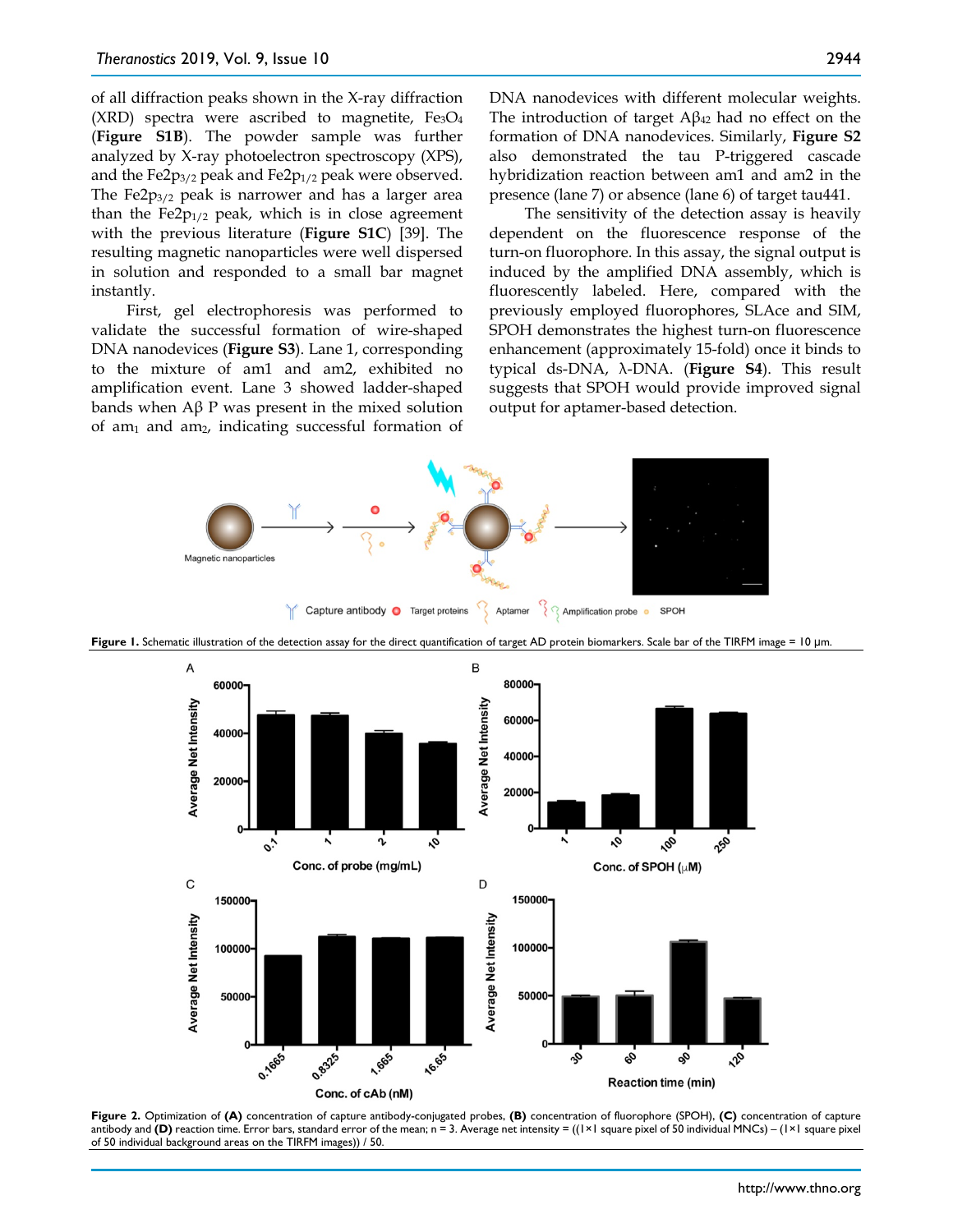of all diffraction peaks shown in the X-ray diffraction (XRD) spectra were ascribed to magnetite, $Fe_3O_4$ (**Figure S1B**). The powder sample was further analyzed by X-ray photoelectron spectroscopy (XPS), and the $Fe2p_{3/2}$ peak and $Fe2p_{1/2}$ peak were observed. The $Fe2p_{3/2}$ peak is narrower and has a larger area than the $Fe2p_{1/2}$ peak, which is in close agreement with the previous literature (**Figure S1C**) [39]. The resulting magnetic nanoparticles were well dispersed in solution and responded to a small bar magnet instantly.

First, gel electrophoresis was performed to validate the successful formation of wire-shaped DNA nanodevices (**Figure S3**). Lane 1, corresponding to the mixture of am1 and am2, exhibited no amplification event. Lane 3 showed ladder-shaped bands when Aβ P was present in the mixed solution of $am_1$ and $am_2$, indicating successful formation of DNA nanodevices with different molecular weights. The introduction of target $A\beta_{42}$ had no effect on the formation of DNA nanodevices. Similarly, **Figure S2** also demonstrated the tau P-triggered cascade hybridization reaction between am1 and am2 in the presence (lane 7) or absence (lane 6) of target tau441.

The sensitivity of the detection assay is heavily dependent on the fluorescence response of the turn-on fluorophore. In this assay, the signal output is induced by the amplified DNA assembly, which is fluorescently labeled. Here, compared with the previously employed fluorophores, SLAce and SIM, SPOH demonstrates the highest turn-on fluorescence enhancement (approximately 15-fold) once it binds to typical ds-DNA, λ-DNA. (**Figure S4**). This result suggests that SPOH would provide improved signal output for aptamer-based detection.

**Figure 1.** Schematic illustration of the detection assay for the direct quantification of target AD protein biomarkers. Scale bar of the TIRFM image = 10 µm.

**Figure 2.** Optimization of **(A)** concentration of capture antibody-conjugated probes, **(B)** concentration of fluorophore (SPOH), **(C)** concentration of capture antibody and **(D)** reaction time. Error bars, standard error of the mean; n = 3. Average net intensity = ((1×1 square pixel of 50 individual MNCs) – (1×1 square pixel of 50 individual background areas on the TIRFM images)) / 50.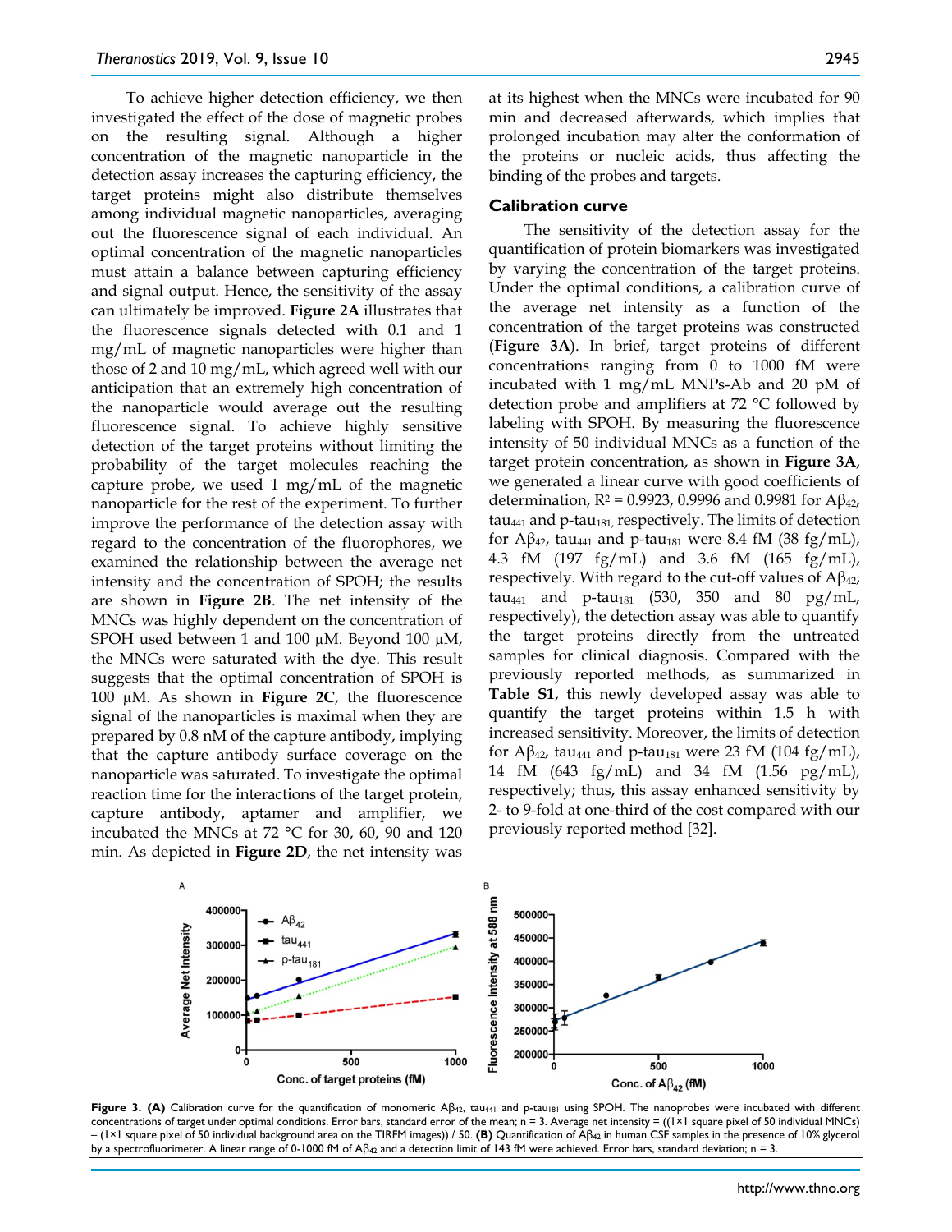To achieve higher detection efficiency, we then investigated the effect of the dose of magnetic probes on the resulting signal. Although a higher concentration of the magnetic nanoparticle in the detection assay increases the capturing efficiency, the target proteins might also distribute themselves among individual magnetic nanoparticles, averaging out the fluorescence signal of each individual. An optimal concentration of the magnetic nanoparticles must attain a balance between capturing efficiency and signal output. Hence, the sensitivity of the assay can ultimately be improved. **Figure 2A** illustrates that the fluorescence signals detected with 0.1 and 1 mg/mL of magnetic nanoparticles were higher than those of 2 and 10 mg/mL, which agreed well with our anticipation that an extremely high concentration of the nanoparticle would average out the resulting fluorescence signal. To achieve highly sensitive detection of the target proteins without limiting the probability of the target molecules reaching the capture probe, we used 1 mg/mL of the magnetic nanoparticle for the rest of the experiment. To further improve the performance of the detection assay with regard to the concentration of the fluorophores, we examined the relationship between the average net intensity and the concentration of SPOH; the results are shown in **Figure 2B**. The net intensity of the MNCs was highly dependent on the concentration of SPOH used between 1 and 100 μM. Beyond 100 μM, the MNCs were saturated with the dye. This result suggests that the optimal concentration of SPOH is 100 μM. As shown in **Figure 2C**, the fluorescence signal of the nanoparticles is maximal when they are prepared by 0.8 nM of the capture antibody, implying that the capture antibody surface coverage on the nanoparticle was saturated. To investigate the optimal reaction time for the interactions of the target protein, capture antibody, aptamer and amplifier, we incubated the MNCs at 72 °C for 30, 60, 90 and 120 min. As depicted in **Figure 2D**, the net intensity was at its highest when the MNCs were incubated for 90 min and decreased afterwards, which implies that prolonged incubation may alter the conformation of the proteins or nucleic acids, thus affecting the binding of the probes and targets.

## Calibration curve

The sensitivity of the detection assay for the quantification of protein biomarkers was investigated by varying the concentration of the target proteins. Under the optimal conditions, a calibration curve of the average net intensity as a function of the concentration of the target proteins was constructed (**Figure 3A**). In brief, target proteins of different concentrations ranging from 0 to 1000 fM were incubated with 1 mg/mL MNPs-Ab and 20 pM of detection probe and amplifiers at 72 °C followed by labeling with SPOH. By measuring the fluorescence intensity of 50 individual MNCs as a function of the target protein concentration, as shown in **Figure 3A**, we generated a linear curve with good coefficients of determination, $R^2$ = 0.9923, 0.9996 and 0.9981 for $A\beta_{42}$, $tau_{441}$ and p-$tau_{181}$, respectively. The limits of detection for $A\beta_{42}$, $tau_{441}$ and p-$tau_{181}$ were 8.4 fM (38 fg/mL), 4.3 fM (197 fg/mL) and 3.6 fM (165 fg/mL), respectively. With regard to the cut-off values of $A\beta_{42}$, $tau_{441}$ and p-$tau_{181}$ (530, 350 and 80 pg/mL, respectively), the detection assay was able to quantify the target proteins directly from the untreated samples for clinical diagnosis. Compared with the previously reported methods, as summarized in **Table S1**, this newly developed assay was able to quantify the target proteins within 1.5 h with increased sensitivity. Moreover, the limits of detection for $A\beta_{42}$, $tau_{441}$ and p-$tau_{181}$ were 23 fM (104 fg/mL), 14 fM (643 fg/mL) and 34 fM (1.56 pg/mL), respectively; thus, this assay enhanced sensitivity by 2- to 9-fold at one-third of the cost compared with our previously reported method [32].

**Figure 3. (A)** Calibration curve for the quantification of monomeric $A\beta_{42}$, $tau_{441}$ and p-$tau_{181}$ using SPOH. The nanoprobes were incubated with different concentrations of target under optimal conditions. Error bars, standard error of the mean; n = 3. Average net intensity = ((1×1 square pixel of 50 individual MNCs) – (1×1 square pixel of 50 individual background area on the TIRFM images)) / 50. **(B)** Quantification of $A\beta_{42}$ in human CSF samples in the presence of 10% glycerol by a spectrofluorimeter. A linear range of 0-1000 fM of $A\beta_{42}$ and a detection limit of 143 fM were achieved. Error bars, standard deviation; n = 3.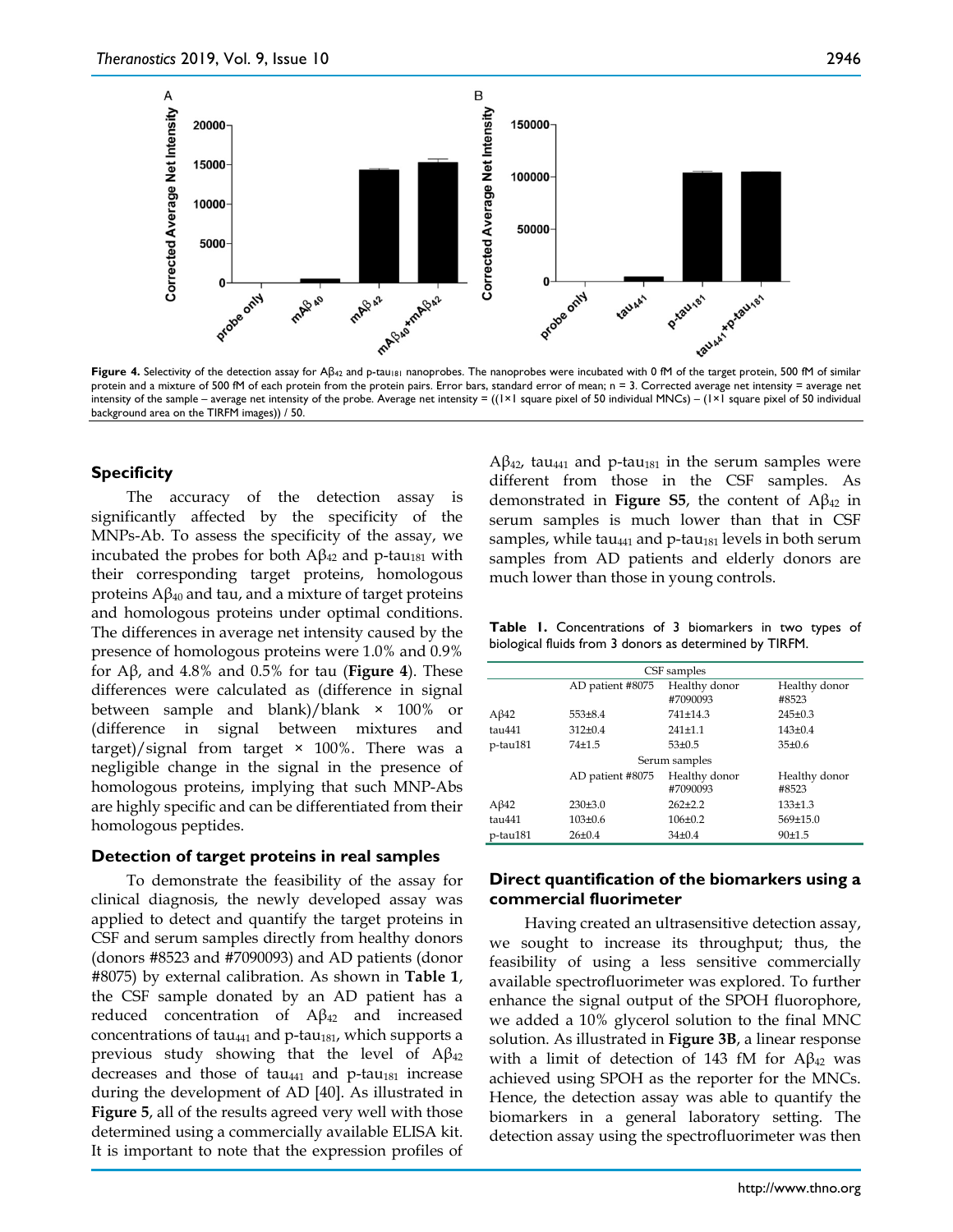**Figure 4.** Selectivity of the detection assay for $A\beta_{42}$ and p-tau$_{181}$ nanoprobes. The nanoprobes were incubated with 0 fM of the target protein, 500 fM of similar protein and a mixture of 500 fM of each protein from the protein pairs. Error bars, standard error of mean; n = 3. Corrected average net intensity = average net intensity of the sample – average net intensity of the probe. Average net intensity = ((1×1 square pixel of 50 individual MNCs) – (1×1 square pixel of 50 individual background area on the TIRFM images)) / 50.

### Specificity

The accuracy of the detection assay is significantly affected by the specificity of the MNPs-Ab. To assess the specificity of the assay, we incubated the probes for both $A\beta_{42}$ and p-tau$_{181}$ with their corresponding target proteins, homologous proteins $A\beta_{40}$ and tau, and a mixture of target proteins and homologous proteins under optimal conditions. The differences in average net intensity caused by the presence of homologous proteins were 1.0% and 0.9% for Aβ, and 4.8% and 0.5% for tau (**Figure 4**). These differences were calculated as (difference in signal between sample and blank)/blank × 100% or (difference in signal between mixtures and target)/signal from target × 100%. There was a negligible change in the signal in the presence of homologous proteins, implying that such MNP-Abs are highly specific and can be differentiated from their homologous peptides.

### Detection of target proteins in real samples

To demonstrate the feasibility of the assay for clinical diagnosis, the newly developed assay was applied to detect and quantify the target proteins in CSF and serum samples directly from healthy donors (donors #8523 and #7090093) and AD patients (donor #8075) by external calibration. As shown in **Table 1**, the CSF sample donated by an AD patient has a reduced concentration of $A\beta_{42}$ and increased concentrations of tau$_{441}$ and p-tau$_{181}$, which supports a previous study showing that the level of $A\beta_{42}$ decreases and those of tau$_{441}$ and p-tau$_{181}$ increase during the development of AD [40]. As illustrated in **Figure 5**, all of the results agreed very well with those determined using a commercially available ELISA kit. It is important to note that the expression profiles of $A\beta_{42}$, tau$_{441}$ and p-tau$_{181}$ in the serum samples were different from those in the CSF samples. As demonstrated in **Figure S5**, the content of $A\beta_{42}$ in serum samples is much lower than that in CSF samples, while tau$_{441}$ and p-tau$_{181}$ levels in both serum samples from AD patients and elderly donors are much lower than those in young controls.

**Table 1.** Concentrations of 3 biomarkers in two types of biological fluids from 3 donors as determined by TIRFM.

| | AD patient #8075 | Healthy donor #7090093 | Healthy donor #8523 |
|---|---|---|---|
| **CSF samples** | | | |
| Aβ42 | 553±8.4 | 741±14.3 | 245±0.3 |
| tau441 | 312±0.4 | 241±1.1 | 143±0.4 |
| p-tau181 | 74±1.5 | 53±0.5 | 35±0.6 |
| **Serum samples** | | | |
| Aβ42 | 230±3.0 | 262±2.2 | 133±1.3 |
| tau441 | 103±0.6 | 106±0.2 | 569±15.0 |
| p-tau181 | 26±0.4 | 34±0.4 | 90±1.5 |

### Direct quantification of the biomarkers using a commercial fluorimeter

Having created an ultrasensitive detection assay, we sought to increase its throughput; thus, the feasibility of using a less sensitive commercially available spectrofluorimeter was explored. To further enhance the signal output of the SPOH fluorophore, we added a 10% glycerol solution to the final MNC solution. As illustrated in **Figure 3B**, a linear response with a limit of detection of 143 fM for $A\beta_{42}$ was achieved using SPOH as the reporter for the MNCs. Hence, the detection assay was able to quantify the biomarkers in a general laboratory setting. The detection assay using the spectrofluorimeter was then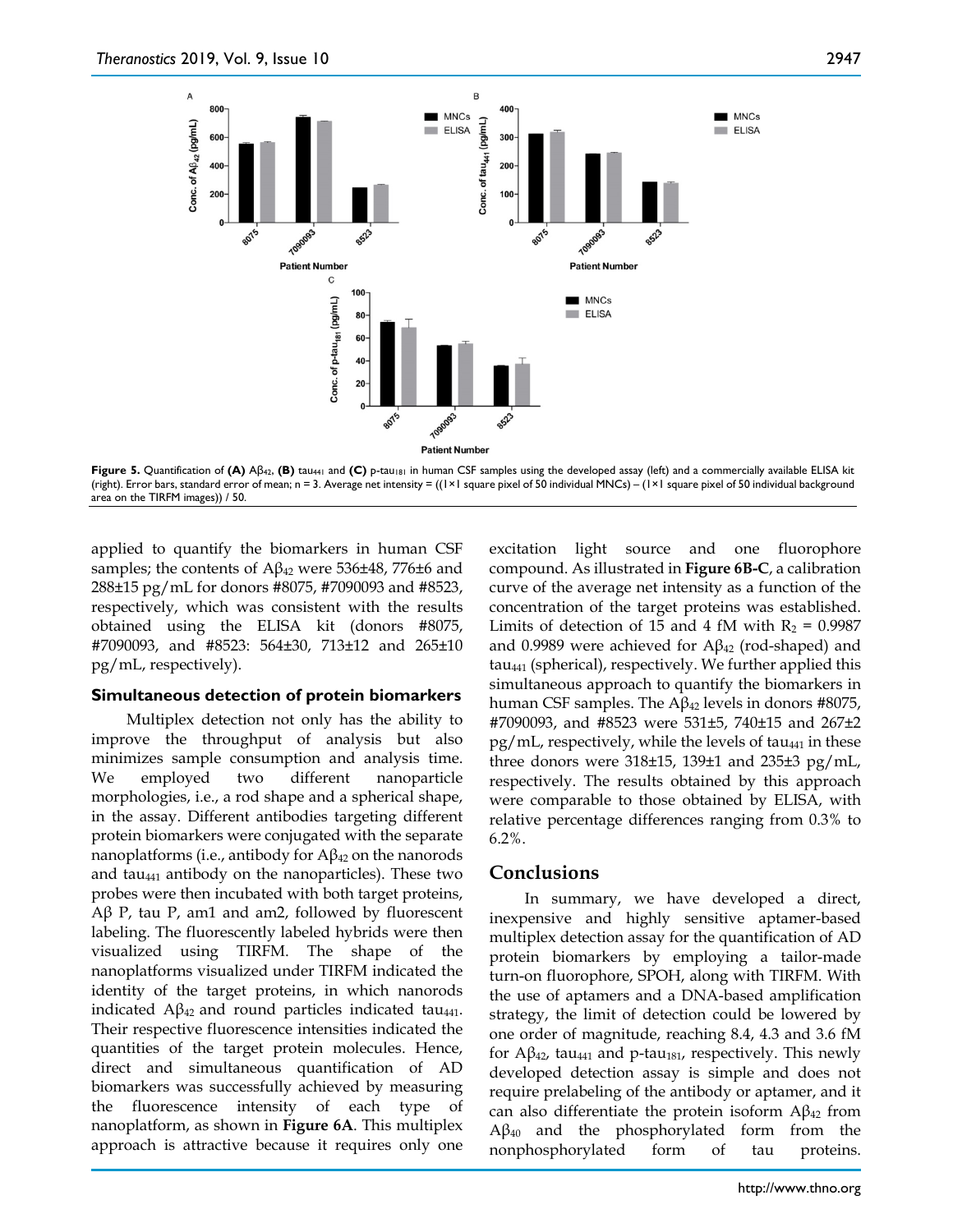**Figure 5.** Quantification of **(A)** $A\beta_{42}$, **(B)** $tau_{441}$ and **(C)** $p\text{-}tau_{181}$ in human CSF samples using the developed assay (left) and a commercially available ELISA kit (right). Error bars, standard error of mean; n = 3. Average net intensity = ((1×1 square pixel of 50 individual MNCs) – (1×1 square pixel of 50 individual background area on the TIRFM images)) / 50.

applied to quantify the biomarkers in human CSF samples; the contents of $A\beta_{42}$ were 536±48, 776±6 and 288±15 pg/mL for donors #8075, #7090093 and #8523, respectively, which was consistent with the results obtained using the ELISA kit (donors #8075, #7090093, and #8523: 564±30, 713±12 and 265±10 pg/mL, respectively).

### Simultaneous detection of protein biomarkers

Multiplex detection not only has the ability to improve the throughput of analysis but also minimizes sample consumption and analysis time. We employed two different nanoparticle morphologies, i.e., a rod shape and a spherical shape, in the assay. Different antibodies targeting different protein biomarkers were conjugated with the separate nanoplatforms (i.e., antibody for $A\beta_{42}$ on the nanorods and $tau_{441}$ antibody on the nanoparticles). These two probes were then incubated with both target proteins, Aβ P, tau P, am1 and am2, followed by fluorescent labeling. The fluorescently labeled hybrids were then visualized using TIRFM. The shape of the nanoplatforms visualized under TIRFM indicated the identity of the target proteins, in which nanorods indicated $A\beta_{42}$ and round particles indicated $tau_{441}$. Their respective fluorescence intensities indicated the quantities of the target protein molecules. Hence, direct and simultaneous quantification of AD biomarkers was successfully achieved by measuring the fluorescence intensity of each type of nanoplatform, as shown in **Figure 6A**. This multiplex approach is attractive because it requires only one excitation light source and one fluorophore compound. As illustrated in **Figure 6B-C**, a calibration curve of the average net intensity as a function of the concentration of the target proteins was established. Limits of detection of 15 and 4 fM with $R_2$ = 0.9987 and 0.9989 were achieved for $A\beta_{42}$ (rod-shaped) and $tau_{441}$ (spherical), respectively. We further applied this simultaneous approach to quantify the biomarkers in human CSF samples. The $A\beta_{42}$ levels in donors #8075, #7090093, and #8523 were 531±5, 740±15 and 267±2 pg/mL, respectively, while the levels of $tau_{441}$ in these three donors were 318±15, 139±1 and 235±3 pg/mL, respectively. The results obtained by this approach were comparable to those obtained by ELISA, with relative percentage differences ranging from 0.3% to 6.2%.

## Conclusions

In summary, we have developed a direct, inexpensive and highly sensitive aptamer-based multiplex detection assay for the quantification of AD protein biomarkers by employing a tailor-made turn-on fluorophore, SPOH, along with TIRFM. With the use of aptamers and a DNA-based amplification strategy, the limit of detection could be lowered by one order of magnitude, reaching 8.4, 4.3 and 3.6 fM for $A\beta_{42}$, $tau_{441}$ and $p\text{-}tau_{181}$, respectively. This newly developed detection assay is simple and does not require prelabeling of the antibody or aptamer, and it can also differentiate the protein isoform $A\beta_{42}$ from $A\beta_{40}$ and the phosphorylated form from the nonphosphorylated form of tau proteins.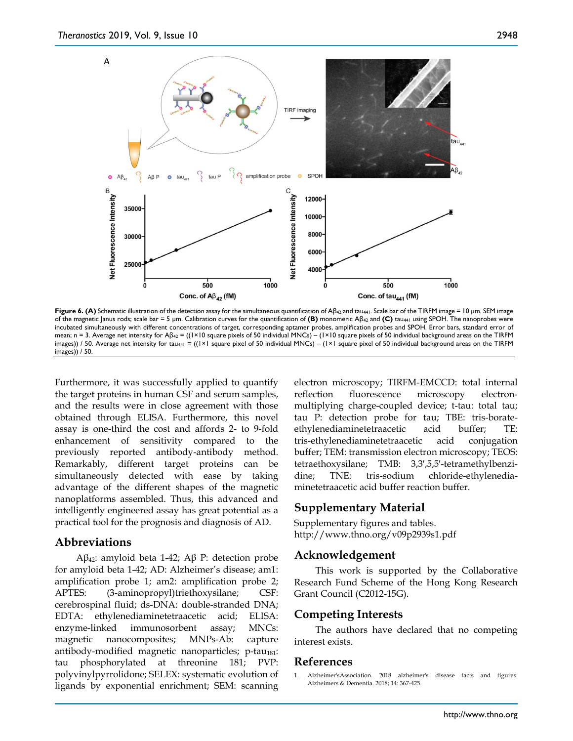**Figure 6. (A)** Schematic illustration of the detection assay for the simultaneous quantification of $A\beta_{42}$ and $tau_{441}$. Scale bar of the TIRFM image = 10 μm. SEM image of the magnetic Janus rods; scale bar = 5 μm. Calibration curves for the quantification of **(B)** monomeric $A\beta_{42}$ and **(C)** $tau_{441}$ using SPOH. The nanoprobes were incubated simultaneously with different concentrations of target, corresponding aptamer probes, amplification probes and SPOH. Error bars, standard error of mean; n = 3. Average net intensity for $A\beta_{42}$ = ((1×10 square pixels of 50 individual MNCs) – (1×10 square pixels of 50 individual background areas on the TIRFM images)) / 50. Average net intensity for $tau_{441}$ = ((1×1 square pixel of 50 individual MNCs) – (1×1 square pixel of 50 individual background areas on the TIRFM images)) / 50.

Furthermore, it was successfully applied to quantify the target proteins in human CSF and serum samples, and the results were in close agreement with those obtained through ELISA. Furthermore, this novel assay is one-third the cost and affords 2- to 9-fold enhancement of sensitivity compared to the previously reported antibody-antibody method. Remarkably, different target proteins can be simultaneously detected with ease by taking advantage of the different shapes of the magnetic nanoplatforms assembled. Thus, this advanced and intelligently engineered assay has great potential as a practical tool for the prognosis and diagnosis of AD.

## Abbreviations

$A\beta_{42}$: amyloid beta 1-42; Aβ P: detection probe for amyloid beta 1-42; AD: Alzheimer's disease; am1: amplification probe 1; am2: amplification probe 2; APTES: (3-aminopropyl)triethoxysilane; CSF: cerebrospinal fluid; ds-DNA: double-stranded DNA; EDTA: ethylenediaminetetraacetic acid; ELISA: enzyme-linked immunosorbent assay; MNCs: magnetic nanocomposites; MNPs-Ab: capture antibody-modified magnetic nanoparticles; $p\text{-}tau_{181}$: tau phosphorylated at threonine 181; PVP: polyvinylpyrrolidone; SELEX: systematic evolution of ligands by exponential enrichment; SEM: scanning electron microscopy; TIRFM-EMCCD: total internal reflection fluorescence microscopy electron-multiplying charge-coupled device; t-tau: total tau; tau P: detection probe for tau; TBE: tris-borate-ethylenediaminetetraacetic acid buffer; TE: tris-ethylenediaminetetraacetic acid conjugation buffer; TEM: transmission electron microscopy; TEOS: tetraethoxysilane; TMB: 3,3′,5,5′-tetramethylbenzidine; TNE: tris-sodium chloride-ethylenediaminetetraacetic acid buffer reaction buffer.

## Supplementary Material

Supplementary figures and tables.
http://www.thno.org/v09p2939s1.pdf

## Acknowledgement

This work is supported by the Collaborative Research Fund Scheme of the Hong Kong Research Grant Council (C2012-15G).

## Competing Interests

The authors have declared that no competing interest exists.

## References

1. Alzheimer'sAssociation. 2018 alzheimer's disease facts and figures. Alzheimers & Dementia. 2018; 14: 367-425.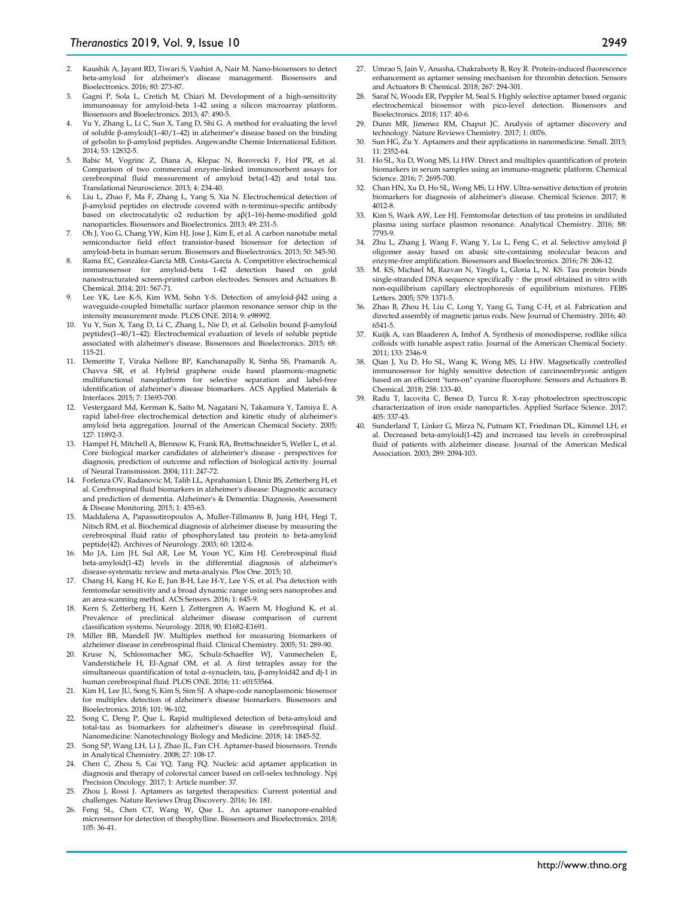2. Kaushik A, Jayant RD, Tiwari S, Vashist A, Nair M. Nano-biosensors to detect beta-amyloid for alzheimer's disease management. Biosensors and Bioelectronics. 2016; 80: 273-87.
3. Gagni P, Sola L, Cretich M, Chiari M. Development of a high-sensitivity immunoassay for amyloid-beta 1-42 using a silicon microarray platform. Biosensors and Bioelectronics. 2013; 47: 490-5.
4. Yu Y, Zhang L, Li C, Sun X, Tang D, Shi G. A method for evaluating the level of soluble β-amyloid(1−40/1−42) in alzheimer's disease based on the binding of gelsolin to β-amyloid peptides. Angewandte Chemie International Edition. 2014; 53: 12832-5.
5. Babic M, Vogrinc Z, Diana A, Klepac N, Borovecki F, Hof PR, et al. Comparison of two commercial enzyme-linked immunosorbent assays for cerebrospinal fluid measurement of amyloid beta(1-42) and total tau. Translational Neuroscience. 2013; 4: 234-40.
6. Liu L, Zhao F, Ma F, Zhang L, Yang S, Xia N. Electrochemical detection of β-amyloid peptides on electrode covered with n-terminus-specific antibody based on electrocatalytic o2 reduction by aβ(1–16)-heme-modified gold nanoparticles. Biosensors and Bioelectronics. 2013; 49: 231-5.
7. Oh J, Yoo G, Chang YW, Kim HJ, Jose J, Kim E, et al. A carbon nanotube metal semiconductor field effect transistor-based biosensor for detection of amyloid-beta in human serum. Biosensors and Bioelectronics. 2013; 50: 345-50.
8. Rama EC, González-García MB, Costa-García A. Competitive electrochemical immunosensor for amyloid-beta 1-42 detection based on gold nanostructurated screen-printed carbon electrodes. Sensors and Actuators B: Chemical. 2014; 201: 567-71.
9. Lee YK, Lee K-S, Kim WM, Sohn Y-S. Detection of amyloid-β42 using a waveguide-coupled bimetallic surface plasmon resonance sensor chip in the intensity measurement mode. PLOS ONE. 2014; 9: e98992.
10. Yu Y, Sun X, Tang D, Li C, Zhang L, Nie D, et al. Gelsolin bound β-amyloid peptides(1–40/1–42): Electrochemical evaluation of levels of soluble peptide associated with alzheimer's disease. Biosensors and Bioelectronics. 2015; 68: 115-21.
11. Demeritte T, Viraka Nellore BP, Kanchanapally R, Sinha SS, Pramanik A, Chavva SR, et al. Hybrid graphene oxide based plasmonic-magnetic multifunctional nanoplatform for selective separation and label-free identification of alzheimer's disease biomarkers. ACS Applied Materials & Interfaces. 2015; 7: 13693-700.
12. Vestergaard Md, Kerman K, Saito M, Nagatani N, Takamura Y, Tamiya E. A rapid label-free electrochemical detection and kinetic study of alzheimer's amyloid beta aggregation. Journal of the American Chemical Society. 2005; 127: 11892-3.
13. Hampel H, Mitchell A, Blennow K, Frank RA, Brettschneider S, Weller L, et al. Core biological marker candidates of alzheimer's disease - perspectives for diagnosis, prediction of outcome and reflection of biological activity. Journal of Neural Transmission. 2004; 111: 247-72.
14. Forlenza OV, Radanovic M, Talib LL, Aprahamian I, Diniz BS, Zetterberg H, et al. Cerebrospinal fluid biomarkers in alzheimer's disease: Diagnostic accuracy and prediction of dementia. Alzheimer's & Dementia: Diagnosis, Assessment & Disease Monitoring. 2015; 1: 455-63.
15. Maddalena A, Papassotiropoulos A, Muller-Tillmanns B, Jung HH, Hegi T, Nitsch RM, et al. Biochemical diagnosis of alzheimer disease by measuring the cerebrospinal fluid ratio of phosphorylated tau protein to beta-amyloid peptide(42). Archives of Neurology. 2003; 60: 1202-6.
16. Mo JA, Lim JH, Sul AR, Lee M, Youn YC, Kim HJ. Cerebrospinal fluid beta-amyloid(1-42) levels in the differential diagnosis of alzheimer's disease-systematic review and meta-analysis. Plos One. 2015; 10.
17. Chang H, Kang H, Ko E, Jun B-H, Lee H-Y, Lee Y-S, et al. Psa detection with femtomolar sensitivity and a broad dynamic range using sers nanoprobes and an area-scanning method. ACS Sensors. 2016; 1: 645-9.
18. Kern S, Zetterberg H, Kern J, Zettergren A, Waern M, Hoglund K, et al. Prevalence of preclinical alzheimer disease comparison of current classification systems. Neurology. 2018; 90: E1682-E1691.
19. Miller BB, Mandell JW. Multiplex method for measuring biomarkers of alzheimer disease in cerebrospinal fluid. Clinical Chemistry. 2005; 51: 289-90.
20. Kruse N, Schlossmacher MG, Schulz-Schaeffer WJ, Vanmechelen E, Vanderstichele H, El-Agnaf OM, et al. A first tetraplex assay for the simultaneous quantification of total α-synuclein, tau, β-amyloid42 and dj-1 in human cerebrospinal fluid. PLOS ONE. 2016; 11: e0153564.
21. Kim H, Lee JU, Song S, Kim S, Sim SJ. A shape-code nanoplasmonic biosensor for multiplex detection of alzheimer's disease biomarkers. Biosensors and Bioelectronics. 2018; 101: 96-102.
22. Song C, Deng P, Que L. Rapid multiplexed detection of beta-amyloid and total-tau as biomarkers for alzheimer's disease in cerebrospinal fluid. Nanomedicine: Nanotechnology Biology and Medicine. 2018; 14: 1845-52.
23. Song SP, Wang LH, Li J, Zhao JL, Fan CH. Aptamer-based biosensors. Trends in Analytical Chemistry. 2008; 27: 108-17.
24. Chen C, Zhou S, Cai YQ, Tang FQ. Nucleic acid aptamer application in diagnosis and therapy of colorectal cancer based on cell-selex technology. Npj Precision Oncology. 2017; 1: Article number: 37.
25. Zhou J, Rossi J. Aptamers as targeted therapeutics: Current potential and challenges. Nature Reviews Drug Discovery. 2016; 16: 181.
26. Feng SL, Chen CT, Wang W, Que L. An aptamer nanopore-enabled microsensor for detection of theophylline. Biosensors and Bioelectronics. 2018; 105: 36-41.
27. Umrao S, Jain V, Anusha, Chakraborty B, Roy R. Protein-induced fluorescence enhancement as aptamer sensing mechanism for thrombin detection. Sensors and Actuators B: Chemical. 2018; 267: 294-301.
28. Saraf N, Woods ER, Peppler M, Seal S. Highly selective aptamer based organic electrochemical biosensor with pico-level detection. Biosensors and Bioelectronics. 2018; 117: 40-6.
29. Dunn MR, Jimenez RM, Chaput JC. Analysis of aptamer discovery and technology. Nature Reviews Chemistry. 2017; 1: 0076.
30. Sun HG, Zu Y. Aptamers and their applications in nanomedicine. Small. 2015; 11: 2352-64.
31. Ho SL, Xu D, Wong MS, Li HW. Direct and multiplex quantification of protein biomarkers in serum samples using an immuno-magnetic platform. Chemical Science. 2016; 7: 2695-700.
32. Chan HN, Xu D, Ho SL, Wong MS, Li HW. Ultra-sensitive detection of protein biomarkers for diagnosis of alzheimer's disease. Chemical Science. 2017; 8: 4012-8.
33. Kim S, Wark AW, Lee HJ. Femtomolar detection of tau proteins in undiluted plasma using surface plasmon resonance. Analytical Chemistry. 2016; 88: 7793-9.
34. Zhu L, Zhang J, Wang F, Wang Y, Lu L, Feng C, et al. Selective amyloid β oligomer assay based on abasic site-containing molecular beacon and enzyme-free amplification. Biosensors and Bioelectronics. 2016; 78: 206-12.
35. M. KS, Michael M, Razvan N, Yingfu L, Gloria L, N. KS. Tau protein binds single-stranded DNA sequence specifically ‐ the proof obtained in vitro with non-equilibrium capillary electrophoresis of equilibrium mixtures. FEBS Letters. 2005; 579: 1371-5.
36. Zhao B, Zhou H, Liu C, Long Y, Yang G, Tung C-H, et al. Fabrication and directed assembly of magnetic janus rods. New Journal of Chemistry. 2016; 40: 6541-5.
37. Kuijk A, van Blaaderen A, Imhof A. Synthesis of monodisperse, rodlike silica colloids with tunable aspect ratio. Journal of the American Chemical Society. 2011; 133: 2346-9.
38. Qian J, Xu D, Ho SL, Wang K, Wong MS, Li HW. Magnetically controlled immunosensor for highly sensitive detection of carcinoembryonic antigen based on an efficient "turn-on" cyanine fluorophore. Sensors and Actuators B: Chemical. 2018; 258: 133-40.
39. Radu T, Iacovita C, Benea D, Turcu R. X-ray photoelectron spectroscopic characterization of iron oxide nanoparticles. Applied Surface Science. 2017; 405: 337-43.
40. Sunderland T, Linker G, Mirza N, Putnam KT, Friedman DL, Kimmel LH, et al. Decreased beta-amyloid(1-42) and increased tau levels in cerebrospinal fluid of patients with alzheimer disease. Journal of the American Medical Association. 2003; 289: 2094-103.